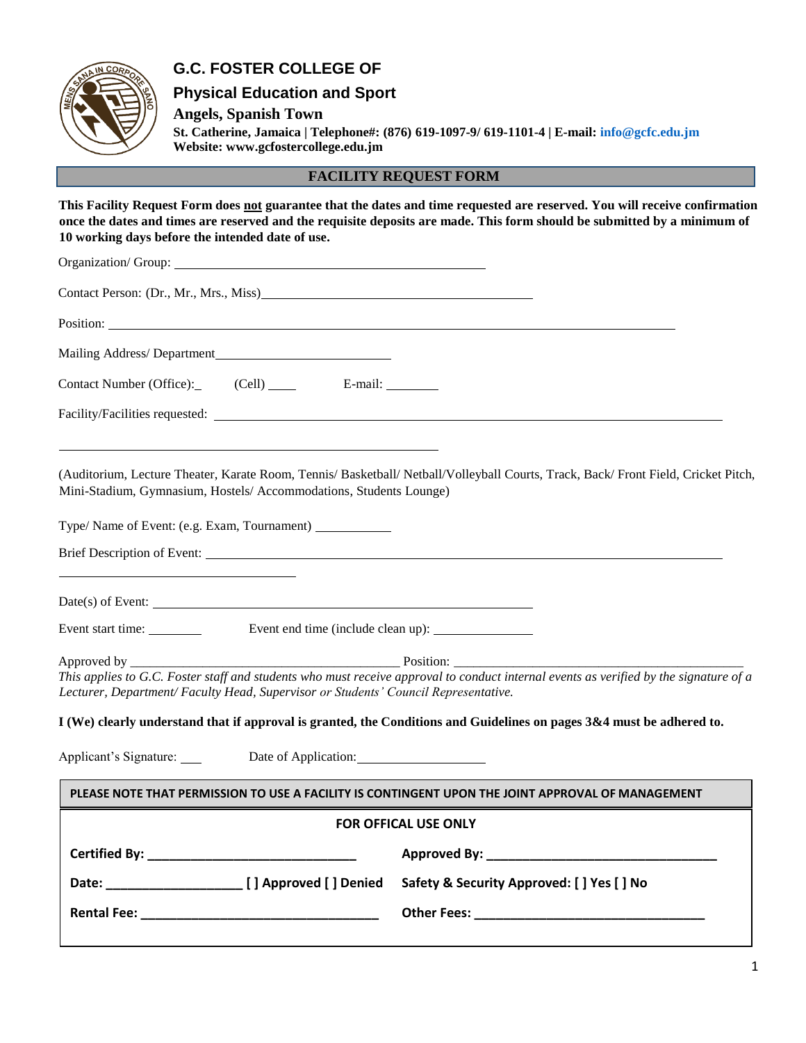# G.C. FOSTER COLLEGE OF

## Physical Education and Sport

**Angels, Spanish Town**

**St. Catherine, Jamaica | Telephone#: (876) 619-1097-9/ 619-1101-4 | E-mail: info@gcfc.edu.jm**
**Website: www.gcfostercollege.edu.jm**

## FACILITY REQUEST FORM

**This Facility Request Form does not guarantee that the dates and time requested are reserved. You will receive confirmation once the dates and times are reserved and the requisite deposits are made. This form should be submitted by a minimum of 10 working days before the intended date of use.**

Organization/ Group: ______________________________

Contact Person: (Dr., Mr., Mrs., Miss)______________________________

Position: ______________________________

Mailing Address/ Department______________________________

Contact Number (Office):_ (Cell) ____ E-mail: ________

Facility/Facilities requested: ______________________________

______________________________

(Auditorium, Lecture Theater, Karate Room, Tennis/ Basketball/ Netball/Volleyball Courts, Track, Back/ Front Field, Cricket Pitch, Mini-Stadium, Gymnasium, Hostels/ Accommodations, Students Lounge)

Type/ Name of Event: (e.g. Exam, Tournament) ___________

Brief Description of Event: ______________________________

______________________________

Date(s) of Event: ______________________________

Event start time: ________ Event end time (include clean up): ______________

Approved by ________________________________________ Position: ____________________________________________

*This applies to G.C. Foster staff and students who must receive approval to conduct internal events as verified by the signature of a Lecturer, Department/ Faculty Head, Supervisor or Students' Council Representative.*

**I (We) clearly understand that if approval is granted, the Conditions and Guidelines on pages 3&4 must be adhered to.**

Applicant's Signature: ___ Date of Application:___________________

**PLEASE NOTE THAT PERMISSION TO USE A FACILITY IS CONTINGENT UPON THE JOINT APPROVAL OF MANAGEMENT**

**FOR OFFICAL USE ONLY**

**Certified By: ______________________________** **Approved By: ________________________________**

**Date: __________________ [ ] Approved [ ] Denied** **Safety & Security Approved: [ ] Yes [ ] No**

**Rental Fee: ________________________________** **Other Fees: ________________________________**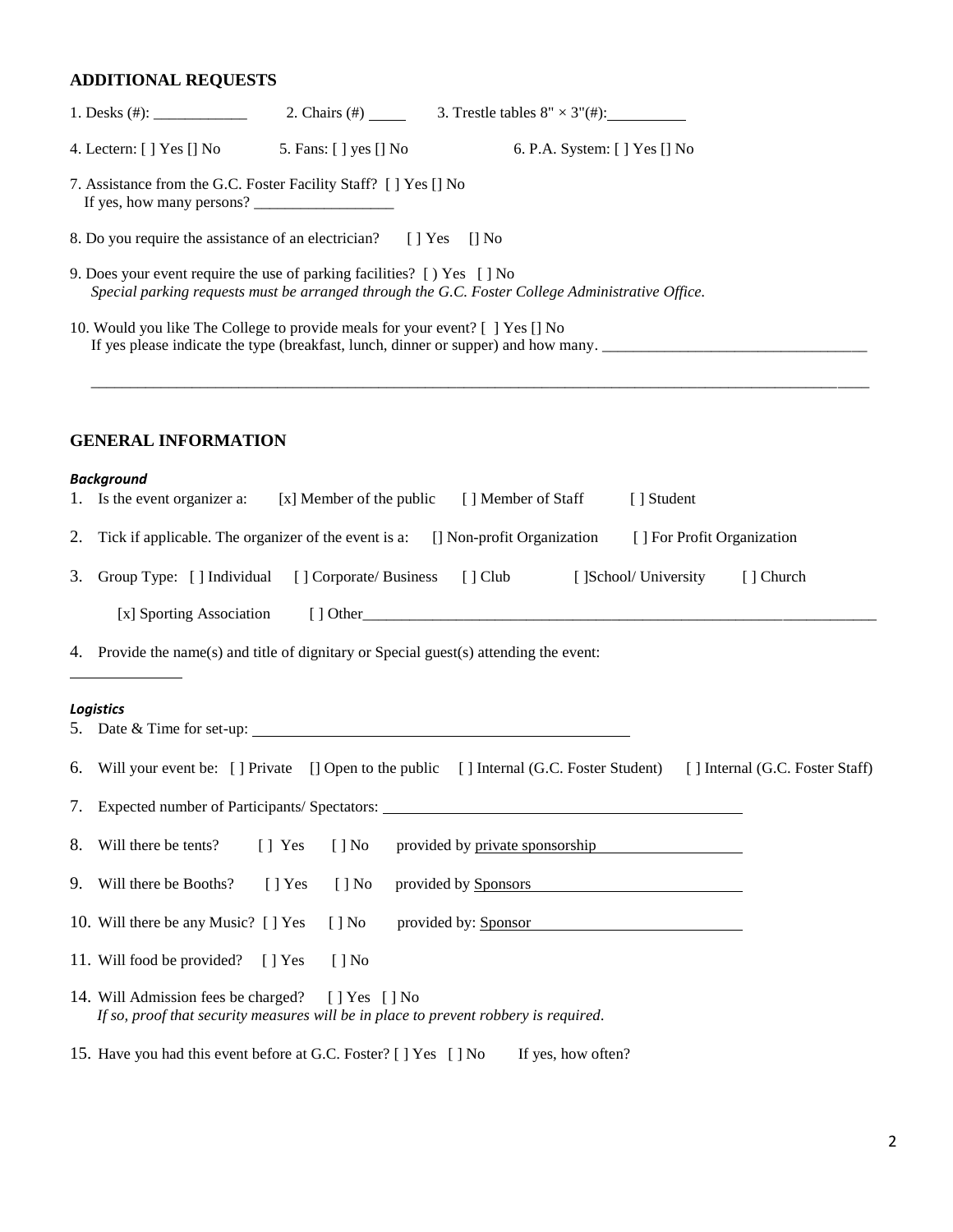## ADDITIONAL REQUESTS

1. Desks (#): ____________ 2. Chairs (#) _____ 3. Trestle tables 8" × 3"(#): __________

4. Lectern: [ ] Yes [] No 5. Fans: [ ] yes [] No 6. P.A. System: [ ] Yes [] No

7. Assistance from the G.C. Foster Facility Staff? [ ] Yes [] No
   If yes, how many persons? __________________

8. Do you require the assistance of an electrician? [ ] Yes [] No

9. Does your event require the use of parking facilities? [ ) Yes [ ] No
   *Special parking requests must be arranged through the G.C. Foster College Administrative Office.*

10. Would you like The College to provide meals for your event? [ ] Yes [] No
    If yes please indicate the type (breakfast, lunch, dinner or supper) and how many. __________________________________

    ______________________________________________________________________________________________

## GENERAL INFORMATION

***Background***

1. Is the event organizer a: [x] Member of the public [ ] Member of Staff [ ] Student

2. Tick if applicable. The organizer of the event is a: [] Non-profit Organization [ ] For Profit Organization

3. Group Type: [ ] Individual [ ] Corporate/ Business [ ] Club [ ]School/ University [ ] Church

   [x] Sporting Association [ ] Other_______________________________________________________________

4. Provide the name(s) and title of dignitary or Special guest(s) attending the event:

______________

***Logistics***

5. Date & Time for set-up: ________________________________________________

6. Will your event be: [ ] Private [] Open to the public [ ] Internal (G.C. Foster Student) [ ] Internal (G.C. Foster Staff)

7. Expected number of Participants/ Spectators: ______________________________________________

8. Will there be tents? [ ] Yes [ ] No provided by private sponsorship

9. Will there be Booths? [ ] Yes [ ] No provided by Sponsors

10. Will there be any Music? [ ] Yes [ ] No provided by: Sponsor

11. Will food be provided? [ ] Yes [ ] No

14. Will Admission fees be charged? [ ] Yes [ ] No
    *If so, proof that security measures will be in place to prevent robbery is required.*

15. Have you had this event before at G.C. Foster? [ ] Yes [ ] No If yes, how often?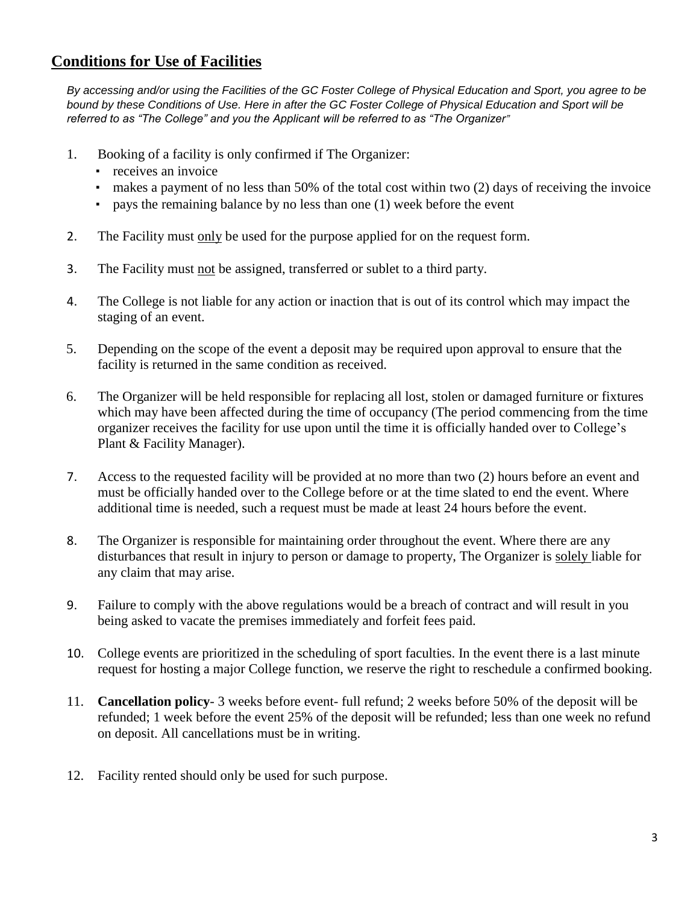## Conditions for Use of Facilities

*By accessing and/or using the Facilities of the GC Foster College of Physical Education and Sport, you agree to be bound by these Conditions of Use. Here in after the GC Foster College of Physical Education and Sport will be referred to as "The College" and you the Applicant will be referred to as "The Organizer"*

1. Booking of a facility is only confirmed if The Organizer:
   - receives an invoice
   - makes a payment of no less than 50% of the total cost within two (2) days of receiving the invoice
   - pays the remaining balance by no less than one (1) week before the event
2. The Facility must only be used for the purpose applied for on the request form.
3. The Facility must not be assigned, transferred or sublet to a third party.
4. The College is not liable for any action or inaction that is out of its control which may impact the staging of an event.
5. Depending on the scope of the event a deposit may be required upon approval to ensure that the facility is returned in the same condition as received.
6. The Organizer will be held responsible for replacing all lost, stolen or damaged furniture or fixtures which may have been affected during the time of occupancy (The period commencing from the time organizer receives the facility for use upon until the time it is officially handed over to College's Plant & Facility Manager).
7. Access to the requested facility will be provided at no more than two (2) hours before an event and must be officially handed over to the College before or at the time slated to end the event. Where additional time is needed, such a request must be made at least 24 hours before the event.
8. The Organizer is responsible for maintaining order throughout the event. Where there are any disturbances that result in injury to person or damage to property, The Organizer is solely liable for any claim that may arise.
9. Failure to comply with the above regulations would be a breach of contract and will result in you being asked to vacate the premises immediately and forfeit fees paid.
10. College events are prioritized in the scheduling of sport faculties. In the event there is a last minute request for hosting a major College function, we reserve the right to reschedule a confirmed booking.
11. **Cancellation policy**- 3 weeks before event- full refund; 2 weeks before 50% of the deposit will be refunded; 1 week before the event 25% of the deposit will be refunded; less than one week no refund on deposit. All cancellations must be in writing.
12. Facility rented should only be used for such purpose.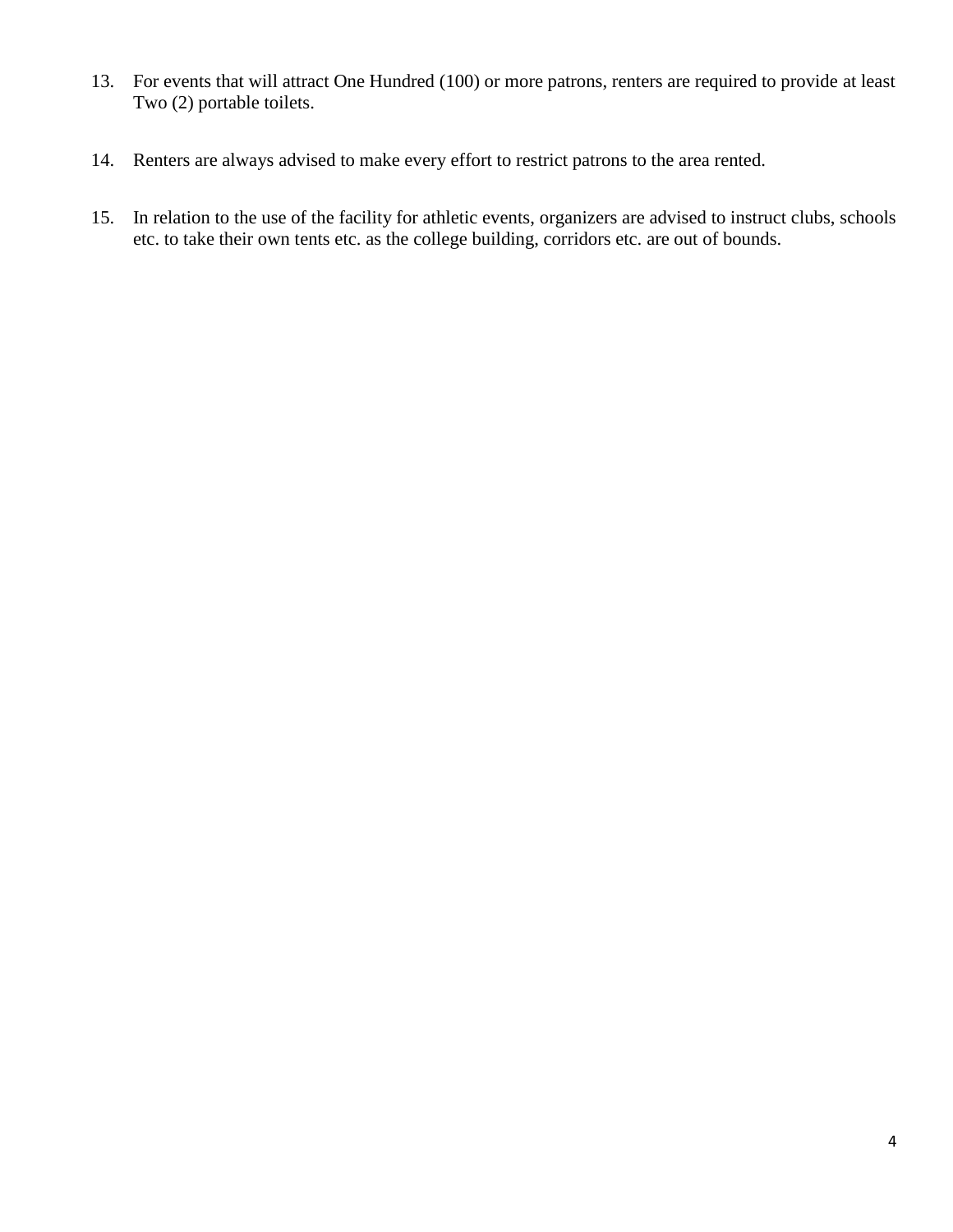13. For events that will attract One Hundred (100) or more patrons, renters are required to provide at least Two (2) portable toilets.

14. Renters are always advised to make every effort to restrict patrons to the area rented.

15. In relation to the use of the facility for athletic events, organizers are advised to instruct clubs, schools etc. to take their own tents etc. as the college building, corridors etc. are out of bounds.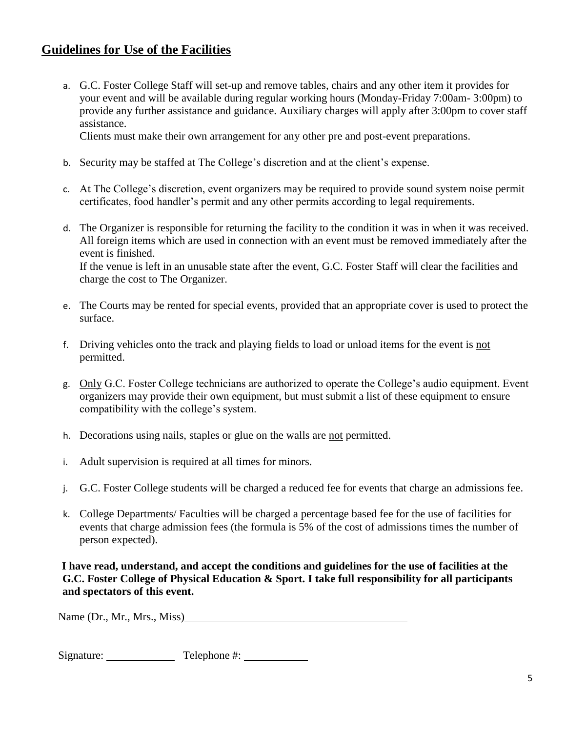## Guidelines for Use of the Facilities

a. G.C. Foster College Staff will set-up and remove tables, chairs and any other item it provides for your event and will be available during regular working hours (Monday-Friday 7:00am- 3:00pm) to provide any further assistance and guidance. Auxiliary charges will apply after 3:00pm to cover staff assistance.
   Clients must make their own arrangement for any other pre and post-event preparations.

b. Security may be staffed at The College's discretion and at the client's expense.

c. At The College's discretion, event organizers may be required to provide sound system noise permit certificates, food handler's permit and any other permits according to legal requirements.

d. The Organizer is responsible for returning the facility to the condition it was in when it was received. All foreign items which are used in connection with an event must be removed immediately after the event is finished.
   If the venue is left in an unusable state after the event, G.C. Foster Staff will clear the facilities and charge the cost to The Organizer.

e. The Courts may be rented for special events, provided that an appropriate cover is used to protect the surface.

f. Driving vehicles onto the track and playing fields to load or unload items for the event is <u>not</u> permitted.

g. <u>Only</u> G.C. Foster College technicians are authorized to operate the College's audio equipment. Event organizers may provide their own equipment, but must submit a list of these equipment to ensure compatibility with the college's system.

h. Decorations using nails, staples or glue on the walls are <u>not</u> permitted.

i. Adult supervision is required at all times for minors.

j. G.C. Foster College students will be charged a reduced fee for events that charge an admissions fee.

k. College Departments/ Faculties will be charged a percentage based fee for the use of facilities for events that charge admission fees (the formula is 5% of the cost of admissions times the number of person expected).

**I have read, understand, and accept the conditions and guidelines for the use of facilities at the G.C. Foster College of Physical Education & Sport. I take full responsibility for all participants and spectators of this event.**

Name (Dr., Mr., Mrs., Miss)________________________________________

Signature: _____________ Telephone #: ____________